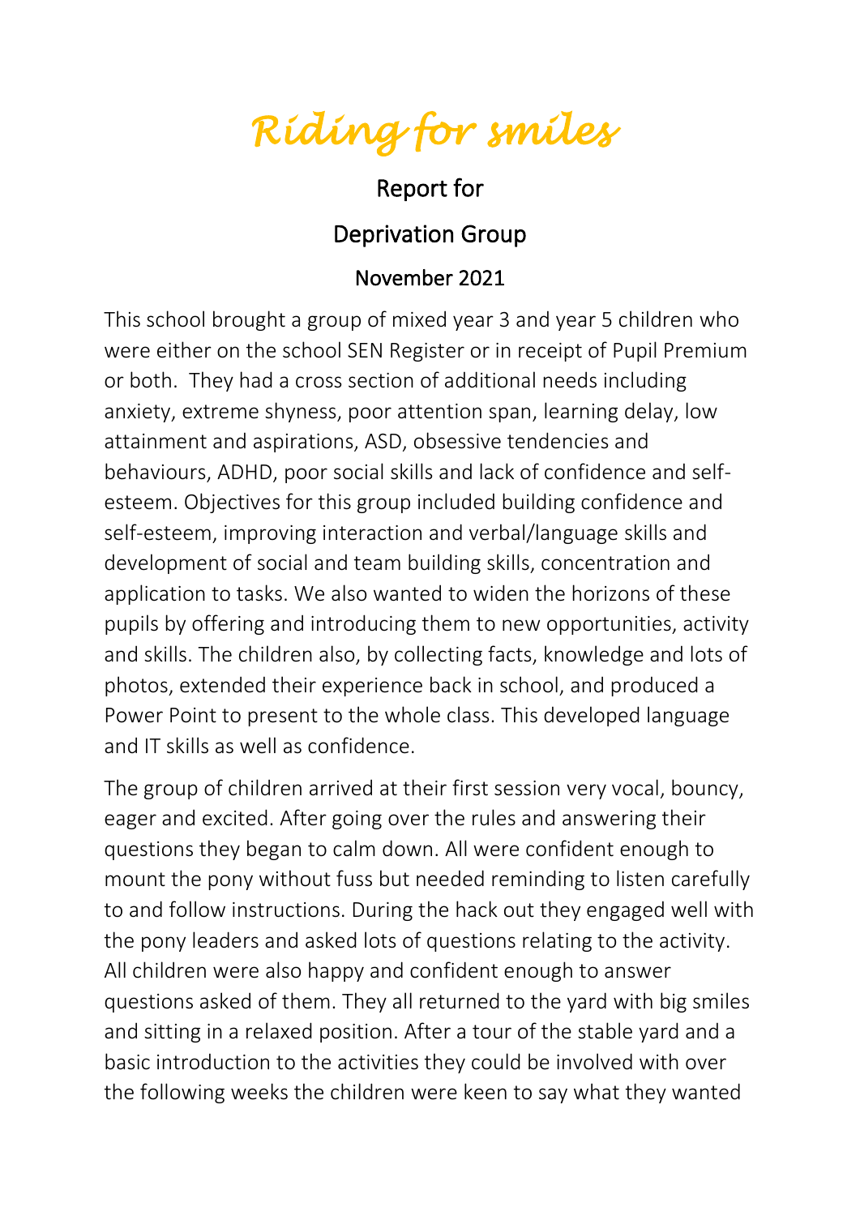# *Riding for smiles*

## Report for

## Deprivation Group

### November 2021

This school brought a group of mixed year 3 and year 5 children who were either on the school SEN Register or in receipt of Pupil Premium or both. They had a cross section of additional needs including anxiety, extreme shyness, poor attention span, learning delay, low attainment and aspirations, ASD, obsessive tendencies and behaviours, ADHD, poor social skills and lack of confidence and self-esteem. Objectives for this group included building confidence and self-esteem, improving interaction and verbal/language skills and development of social and team building skills, concentration and application to tasks. We also wanted to widen the horizons of these pupils by offering and introducing them to new opportunities, activity and skills. The children also, by collecting facts, knowledge and lots of photos, extended their experience back in school, and produced a Power Point to present to the whole class. This developed language and IT skills as well as confidence.

The group of children arrived at their first session very vocal, bouncy, eager and excited. After going over the rules and answering their questions they began to calm down. All were confident enough to mount the pony without fuss but needed reminding to listen carefully to and follow instructions. During the hack out they engaged well with the pony leaders and asked lots of questions relating to the activity. All children were also happy and confident enough to answer questions asked of them. They all returned to the yard with big smiles and sitting in a relaxed position. After a tour of the stable yard and a basic introduction to the activities they could be involved with over the following weeks the children were keen to say what they wanted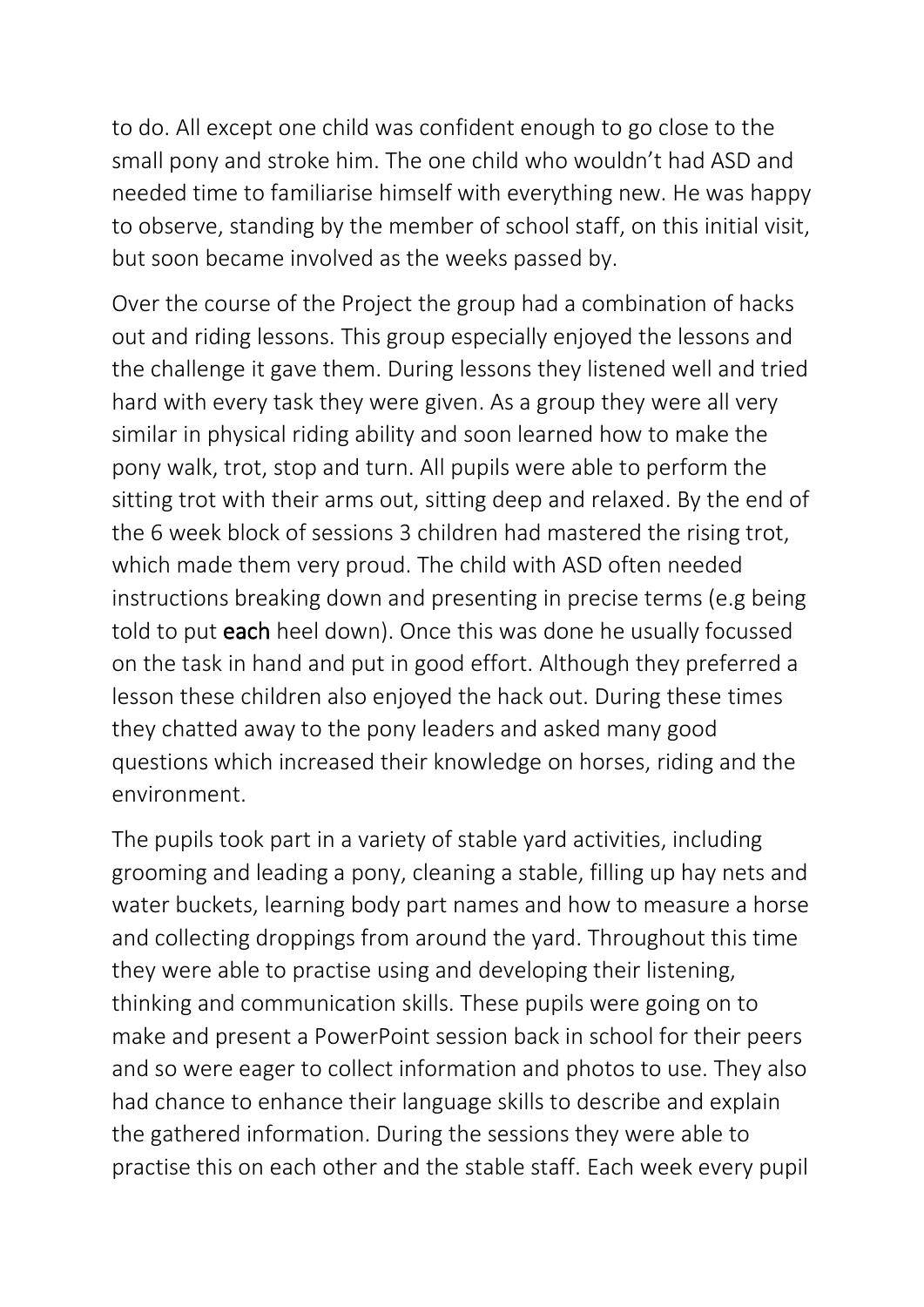to do. All except one child was confident enough to go close to the small pony and stroke him. The one child who wouldn't had ASD and needed time to familiarise himself with everything new. He was happy to observe, standing by the member of school staff, on this initial visit, but soon became involved as the weeks passed by.

Over the course of the Project the group had a combination of hacks out and riding lessons. This group especially enjoyed the lessons and the challenge it gave them. During lessons they listened well and tried hard with every task they were given. As a group they were all very similar in physical riding ability and soon learned how to make the pony walk, trot, stop and turn. All pupils were able to perform the sitting trot with their arms out, sitting deep and relaxed. By the end of the 6 week block of sessions 3 children had mastered the rising trot, which made them very proud. The child with ASD often needed instructions breaking down and presenting in precise terms (e.g being told to put **each** heel down). Once this was done he usually focussed on the task in hand and put in good effort. Although they preferred a lesson these children also enjoyed the hack out. During these times they chatted away to the pony leaders and asked many good questions which increased their knowledge on horses, riding and the environment.

The pupils took part in a variety of stable yard activities, including grooming and leading a pony, cleaning a stable, filling up hay nets and water buckets, learning body part names and how to measure a horse and collecting droppings from around the yard. Throughout this time they were able to practise using and developing their listening, thinking and communication skills. These pupils were going on to make and present a PowerPoint session back in school for their peers and so were eager to collect information and photos to use. They also had chance to enhance their language skills to describe and explain the gathered information. During the sessions they were able to practise this on each other and the stable staff. Each week every pupil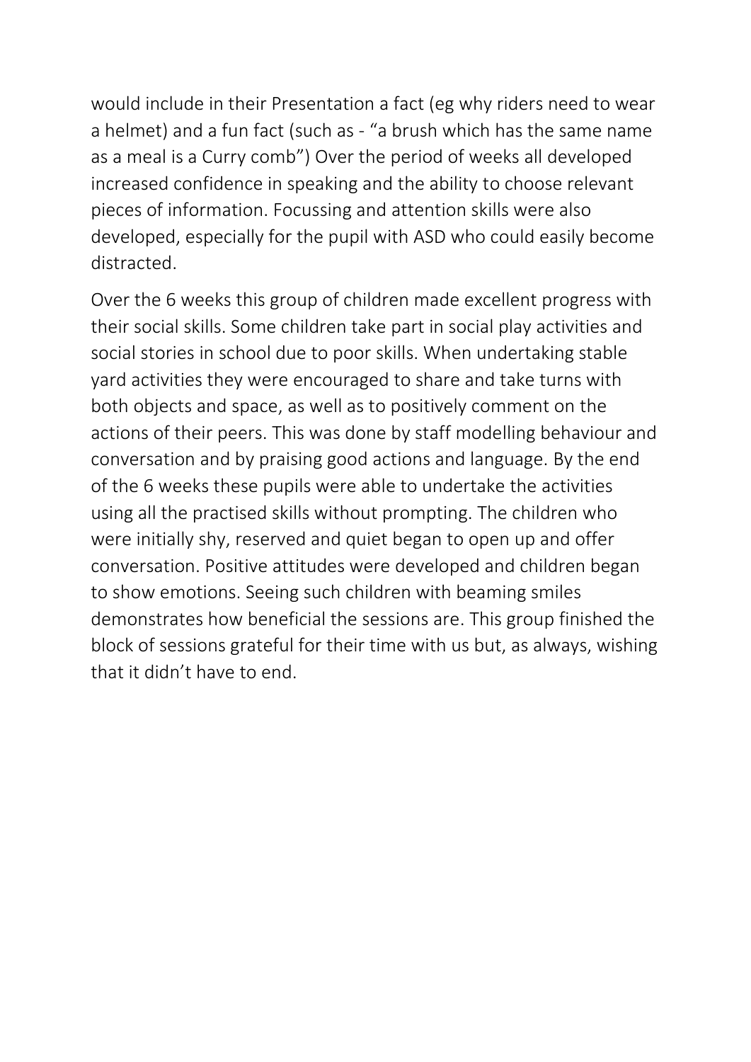would include in their Presentation a fact (eg why riders need to wear a helmet) and a fun fact (such as - “a brush which has the same name as a meal is a Curry comb”) Over the period of weeks all developed increased confidence in speaking and the ability to choose relevant pieces of information. Focussing and attention skills were also developed, especially for the pupil with ASD who could easily become distracted.

Over the 6 weeks this group of children made excellent progress with their social skills. Some children take part in social play activities and social stories in school due to poor skills. When undertaking stable yard activities they were encouraged to share and take turns with both objects and space, as well as to positively comment on the actions of their peers. This was done by staff modelling behaviour and conversation and by praising good actions and language. By the end of the 6 weeks these pupils were able to undertake the activities using all the practised skills without prompting. The children who were initially shy, reserved and quiet began to open up and offer conversation. Positive attitudes were developed and children began to show emotions. Seeing such children with beaming smiles demonstrates how beneficial the sessions are. This group finished the block of sessions grateful for their time with us but, as always, wishing that it didn’t have to end.